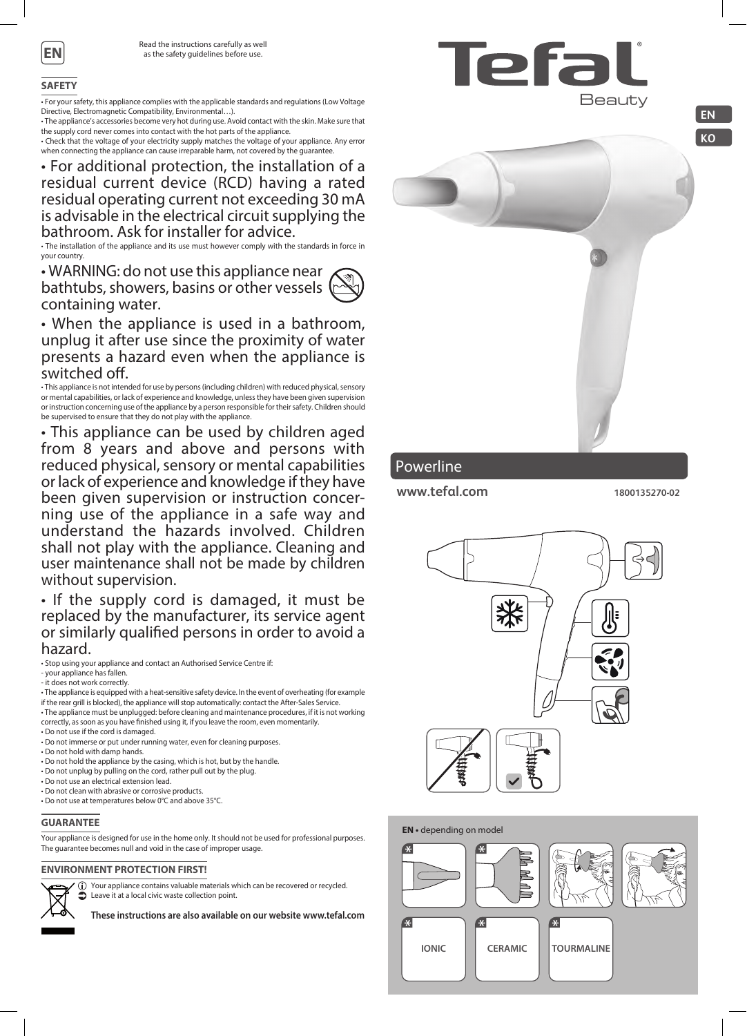EN

Read the instructions carefully as well as the safety guidelines before use.

Tefal Beauty

EN
KO

## SAFETY

• For your safety, this appliance complies with the applicable standards and regulations (Low Voltage Directive, Electromagnetic Compatibility, Environmental…).
• The appliance's accessories become very hot during use. Avoid contact with the skin. Make sure that the supply cord never comes into contact with the hot parts of the appliance.
• Check that the voltage of your electricity supply matches the voltage of your appliance. Any error when connecting the appliance can cause irreparable harm, not covered by the guarantee.

• For additional protection, the installation of a residual current device (RCD) having a rated residual operating current not exceeding 30 mA is advisable in the electrical circuit supplying the bathroom. Ask for installer for advice.

• The installation of the appliance and its use must however comply with the standards in force in your country.

• WARNING: do not use this appliance near bathtubs, showers, basins or other vessels containing water.

• When the appliance is used in a bathroom, unplug it after use since the proximity of water presents a hazard even when the appliance is switched off.

• This appliance is not intended for use by persons (including children) with reduced physical, sensory or mental capabilities, or lack of experience and knowledge, unless they have been given supervision or instruction concerning use of the appliance by a person responsible for their safety. Children should be supervised to ensure that they do not play with the appliance.

• This appliance can be used by children aged from 8 years and above and persons with reduced physical, sensory or mental capabilities or lack of experience and knowledge if they have been given supervision or instruction concerning use of the appliance in a safe way and understand the hazards involved. Children shall not play with the appliance. Cleaning and user maintenance shall not be made by children without supervision.

• If the supply cord is damaged, it must be replaced by the manufacturer, its service agent or similarly qualified persons in order to avoid a hazard.

• Stop using your appliance and contact an Authorised Service Centre if:
- your appliance has fallen.
- it does not work correctly.
• The appliance is equipped with a heat-sensitive safety device. In the event of overheating (for example if the rear grill is blocked), the appliance will stop automatically: contact the After-Sales Service.
• The appliance must be unplugged: before cleaning and maintenance procedures, if it is not working correctly, as soon as you have finished using it, if you leave the room, even momentarily.
• Do not use if the cord is damaged.
• Do not immerse or put under running water, even for cleaning purposes.
• Do not hold with damp hands.
• Do not hold the appliance by the casing, which is hot, but by the handle.
• Do not unplug by pulling on the cord, rather pull out by the plug.
• Do not use an electrical extension lead.
• Do not clean with abrasive or corrosive products.
• Do not use at temperatures below 0°C and above 35°C.

## GUARANTEE

Your appliance is designed for use in the home only. It should not be used for professional purposes. The guarantee becomes null and void in the case of improper usage.

## ENVIRONMENT PROTECTION FIRST!

Your appliance contains valuable materials which can be recovered or recycled.
Leave it at a local civic waste collection point.

**These instructions are also available on our website www.tefal.com**

Powerline

**www.tefal.com** 1800135270-02

**EN** • depending on model

IONIC

CERAMIC

TOURMALINE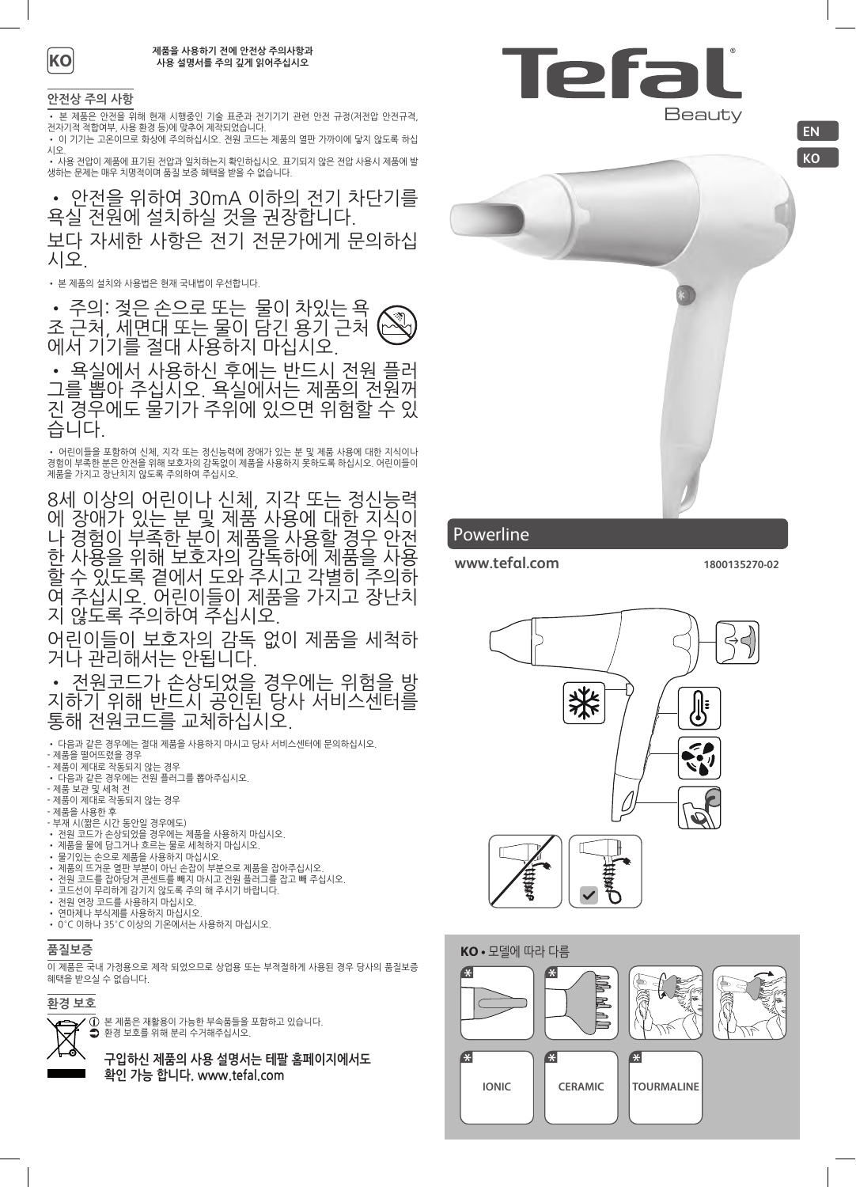KO

**제품을 사용하기 전에 안전상 주의사항과 사용 설명서를 주의 깊게 읽어주십시오**

## 안전상 주의 사항

- 본 제품은 안전을 위해 현재 시행중인 기술 표준과 전기기기 관련 안전 규정(저전압 안전규격, 전자기적 적합여부, 사용 환경 등)에 맞추어 제작되었습니다.
- 이 기기는 고온이므로 화상에 주의하십시오. 전원 코드는 제품의 열판 가까이에 닿지 않도록 하십시오.
- 사용 전압이 제품에 표기된 전압과 일치하는지 확인하십시오. 표기되지 않은 전압 사용시 제품에 발생하는 문제는 매우 치명적이며 품질 보증 혜택을 받을 수 없습니다.

- 안전을 위하여 30mA 이하의 전기 차단기를 욕실 전원에 설치하실 것을 권장합니다. 보다 자세한 사항은 전기 전문가에게 문의하십시오.

- 본 제품의 설치와 사용법은 현재 국내법이 우선합니다.

- 주의: 젖은 손으로 또는 물이 차있는 욕조 근처, 세면대 또는 물이 담긴 용기 근처에서 기기를 절대 사용하지 마십시오.
- 욕실에서 사용하신 후에는 반드시 전원 플러그를 뽑아 주십시오. 욕실에서는 제품의 전원꺼진 경우에도 물기가 주위에 있으면 위험할 수 있습니다.

- 어린이들을 포함하여 신체, 지각 또는 정신능력에 장애가 있는 분 및 제품 사용에 대한 지식이나 경험이 부족한 분은 안전을 위해 보호자의 감독없이 제품을 사용하지 못하도록 하십시오. 어린이들이 제품을 가지고 장난치지 않도록 주의하여 주십시오.

8세 이상의 어린이나 신체, 지각 또는 정신능력에 장애가 있는 분 및 제품 사용에 대한 지식이나 경험이 부족한 분이 제품을 사용할 경우 안전한 사용을 위해 보호자의 감독하에 제품을 사용할 수 있도록 곁에서 도와 주시고 각별히 주의하여 주십시오. 어린이들이 제품을 가지고 장난치지 않도록 주의하여 주십시오.

어린이들이 보호자의 감독 없이 제품을 세척하거나 관리해서는 안됩니다.

- 전원코드가 손상되었을 경우에는 위험을 방지하기 위해 반드시 공인된 당사 서비스센터를 통해 전원코드를 교체하십시오.

- 다음과 같은 경우에는 절대 제품을 사용하지 마시고 당사 서비스센터에 문의하십시오.
  - 제품을 떨어뜨렸을 경우
  - 제품이 제대로 작동되지 않는 경우
- 다음과 같은 경우에는 전원 플러그를 뽑아주십시오.
  - 제품 보관 및 세척 전
  - 제품이 제대로 작동되지 않는 경우
  - 제품을 사용한 후
  - 부재 시(짧은 시간 동안일 경우에도)
- 전원 코드가 손상되었을 경우에는 제품을 사용하지 마십시오.
- 제품을 물에 담그거나 흐르는 물로 세척하지 마십시오.
- 물기있는 손으로 제품을 사용하지 마십시오.
- 제품의 뜨거운 열판 부분이 아닌 손잡이 부분으로 제품을 잡아주십시오.
- 전원 코드를 잡아당겨 콘센트를 빼지 마시고 전원 플러그를 잡고 빼 주십시오.
- 코드선이 무리하게 감기지 않도록 주의 해 주시기 바랍니다.
- 전원 연장 코드를 사용하지 마십시오.
- 연마제나 부식제를 사용하지 마십시오.
- 0°C 이하나 35°C 이상의 기온에서는 사용하지 마십시오.

## 품질보증

이 제품은 국내 가정용으로 제작 되었으므로 상업용 또는 부적절하게 사용된 경우 당사의 품질보증 혜택을 받으실 수 없습니다.

## 환경 보호

ⓘ 본 제품은 재활용이 가능한 부속품들을 포함하고 있습니다.
➲ 환경 보호를 위해 분리 수거해주십시오.

**구입하신 제품의 사용 설명서는 테팔 홈페이지에서도 확인 가능 합니다. www.tefal.com**

Tefal Beauty

EN
KO

Powerline

**www.tefal.com** 1800135270-02

**KO** • 모델에 따라 다름

*
*
*
*

IONIC
CERAMIC
TOURMALINE